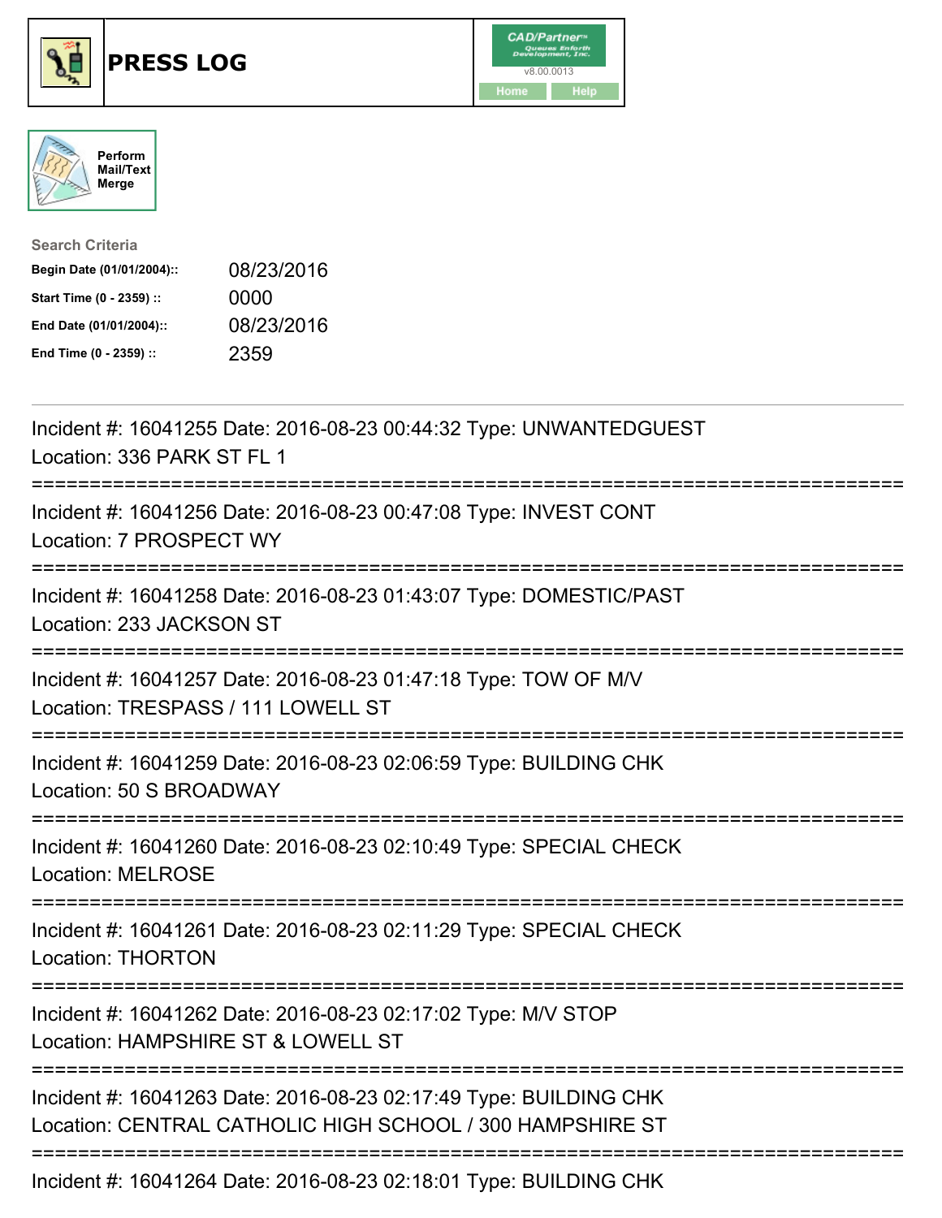# PRESS LOG

CAD/Partner™ v8.00.0013

Home | Help

Perform Mail/Text Merge

**Search Criteria**

| | |
|---|---|
| **Begin Date (01/01/2004)::** | 08/23/2016 |
| **Start Time (0 - 2359) ::** | 0000 |
| **End Date (01/01/2004)::** | 08/23/2016 |
| **End Time (0 - 2359) ::** | 2359 |

---

Incident #: 16041255 Date: 2016-08-23 00:44:32 Type: UNWANTEDGUEST
Location: 336 PARK ST FL 1

===========================================================================

Incident #: 16041256 Date: 2016-08-23 00:47:08 Type: INVEST CONT
Location: 7 PROSPECT WY

===========================================================================

Incident #: 16041258 Date: 2016-08-23 01:43:07 Type: DOMESTIC/PAST
Location: 233 JACKSON ST

===========================================================================

Incident #: 16041257 Date: 2016-08-23 01:47:18 Type: TOW OF M/V
Location: TRESPASS / 111 LOWELL ST

===========================================================================

Incident #: 16041259 Date: 2016-08-23 02:06:59 Type: BUILDING CHK
Location: 50 S BROADWAY

===========================================================================

Incident #: 16041260 Date: 2016-08-23 02:10:49 Type: SPECIAL CHECK
Location: MELROSE

===========================================================================

Incident #: 16041261 Date: 2016-08-23 02:11:29 Type: SPECIAL CHECK
Location: THORTON

===========================================================================

Incident #: 16041262 Date: 2016-08-23 02:17:02 Type: M/V STOP
Location: HAMPSHIRE ST & LOWELL ST

===========================================================================

Incident #: 16041263 Date: 2016-08-23 02:17:49 Type: BUILDING CHK
Location: CENTRAL CATHOLIC HIGH SCHOOL / 300 HAMPSHIRE ST

===========================================================================

Incident #: 16041264 Date: 2016-08-23 02:18:01 Type: BUILDING CHK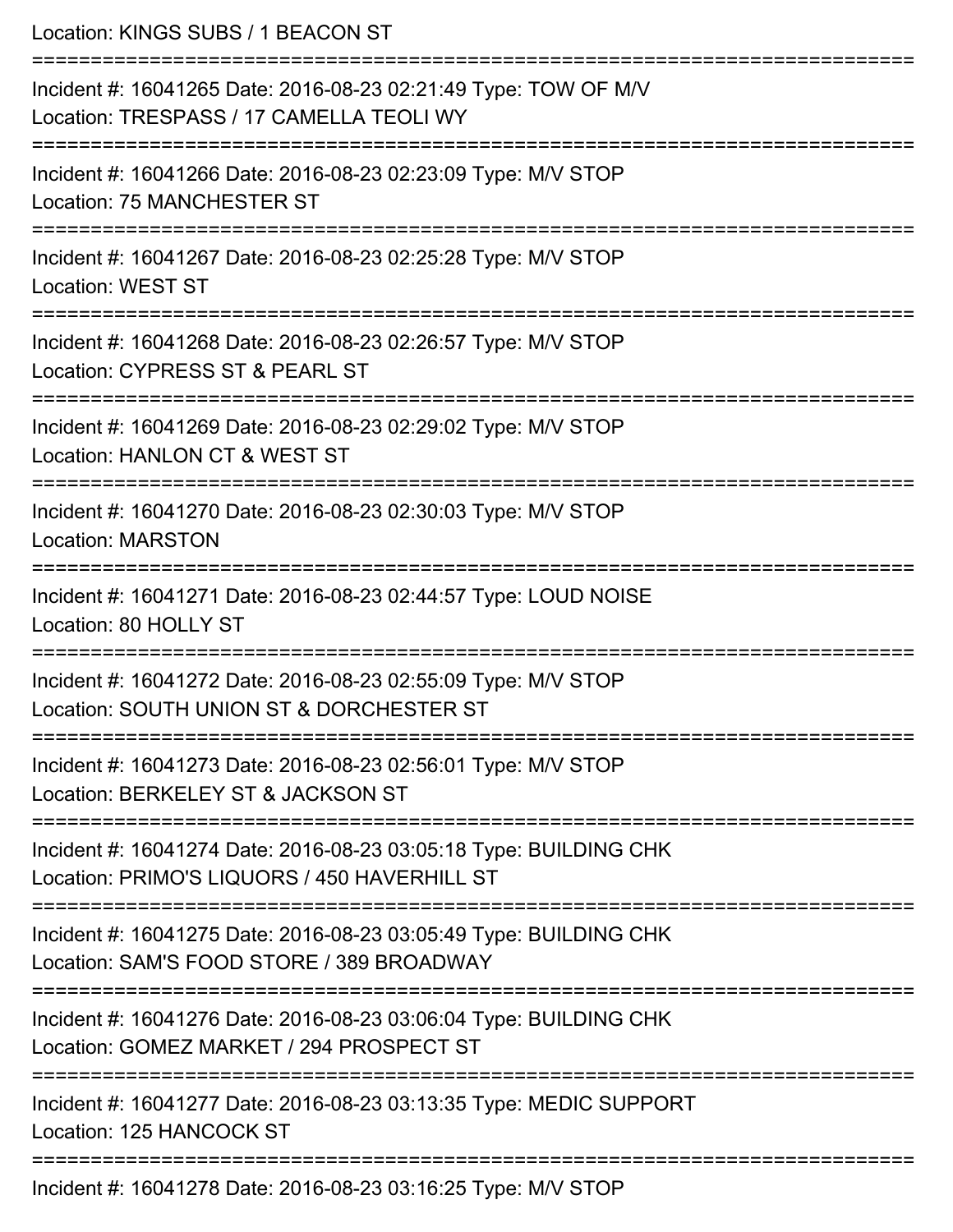Location: KINGS SUBS / 1 BEACON ST

===========================================================================

Incident #: 16041265 Date: 2016-08-23 02:21:49 Type: TOW OF M/V
Location: TRESPASS / 17 CAMELLA TEOLI WY

===========================================================================

Incident #: 16041266 Date: 2016-08-23 02:23:09 Type: M/V STOP
Location: 75 MANCHESTER ST

===========================================================================

Incident #: 16041267 Date: 2016-08-23 02:25:28 Type: M/V STOP
Location: WEST ST

===========================================================================

Incident #: 16041268 Date: 2016-08-23 02:26:57 Type: M/V STOP
Location: CYPRESS ST & PEARL ST

===========================================================================

Incident #: 16041269 Date: 2016-08-23 02:29:02 Type: M/V STOP
Location: HANLON CT & WEST ST

===========================================================================

Incident #: 16041270 Date: 2016-08-23 02:30:03 Type: M/V STOP
Location: MARSTON

===========================================================================

Incident #: 16041271 Date: 2016-08-23 02:44:57 Type: LOUD NOISE
Location: 80 HOLLY ST

===========================================================================

Incident #: 16041272 Date: 2016-08-23 02:55:09 Type: M/V STOP
Location: SOUTH UNION ST & DORCHESTER ST

===========================================================================

Incident #: 16041273 Date: 2016-08-23 02:56:01 Type: M/V STOP
Location: BERKELEY ST & JACKSON ST

===========================================================================

Incident #: 16041274 Date: 2016-08-23 03:05:18 Type: BUILDING CHK
Location: PRIMO'S LIQUORS / 450 HAVERHILL ST

===========================================================================

Incident #: 16041275 Date: 2016-08-23 03:05:49 Type: BUILDING CHK
Location: SAM'S FOOD STORE / 389 BROADWAY

===========================================================================

Incident #: 16041276 Date: 2016-08-23 03:06:04 Type: BUILDING CHK
Location: GOMEZ MARKET / 294 PROSPECT ST

===========================================================================

Incident #: 16041277 Date: 2016-08-23 03:13:35 Type: MEDIC SUPPORT
Location: 125 HANCOCK ST

===========================================================================

Incident #: 16041278 Date: 2016-08-23 03:16:25 Type: M/V STOP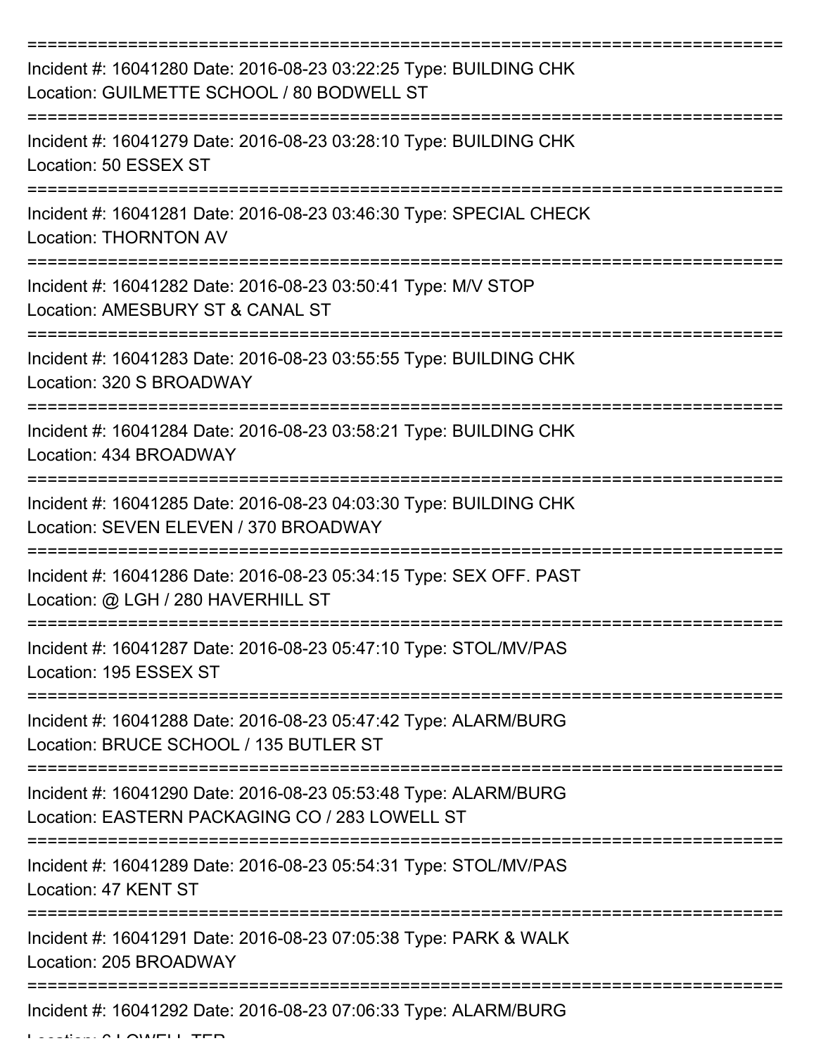===========================================================================
Incident #: 16041280 Date: 2016-08-23 03:22:25 Type: BUILDING CHK
Location: GUILMETTE SCHOOL / 80 BODWELL ST
===========================================================================
Incident #: 16041279 Date: 2016-08-23 03:28:10 Type: BUILDING CHK
Location: 50 ESSEX ST
===========================================================================
Incident #: 16041281 Date: 2016-08-23 03:46:30 Type: SPECIAL CHECK
Location: THORNTON AV
===========================================================================
Incident #: 16041282 Date: 2016-08-23 03:50:41 Type: M/V STOP
Location: AMESBURY ST & CANAL ST
===========================================================================
Incident #: 16041283 Date: 2016-08-23 03:55:55 Type: BUILDING CHK
Location: 320 S BROADWAY
===========================================================================
Incident #: 16041284 Date: 2016-08-23 03:58:21 Type: BUILDING CHK
Location: 434 BROADWAY
===========================================================================
Incident #: 16041285 Date: 2016-08-23 04:03:30 Type: BUILDING CHK
Location: SEVEN ELEVEN / 370 BROADWAY
===========================================================================
Incident #: 16041286 Date: 2016-08-23 05:34:15 Type: SEX OFF. PAST
Location: @ LGH / 280 HAVERHILL ST
===========================================================================
Incident #: 16041287 Date: 2016-08-23 05:47:10 Type: STOL/MV/PAS
Location: 195 ESSEX ST
===========================================================================
Incident #: 16041288 Date: 2016-08-23 05:47:42 Type: ALARM/BURG
Location: BRUCE SCHOOL / 135 BUTLER ST
===========================================================================
Incident #: 16041290 Date: 2016-08-23 05:53:48 Type: ALARM/BURG
Location: EASTERN PACKAGING CO / 283 LOWELL ST
===========================================================================
Incident #: 16041289 Date: 2016-08-23 05:54:31 Type: STOL/MV/PAS
Location: 47 KENT ST
===========================================================================
Incident #: 16041291 Date: 2016-08-23 07:05:38 Type: PARK & WALK
Location: 205 BROADWAY
===========================================================================
Incident #: 16041292 Date: 2016-08-23 07:06:33 Type: ALARM/BURG
Location: 6 LOWELL TER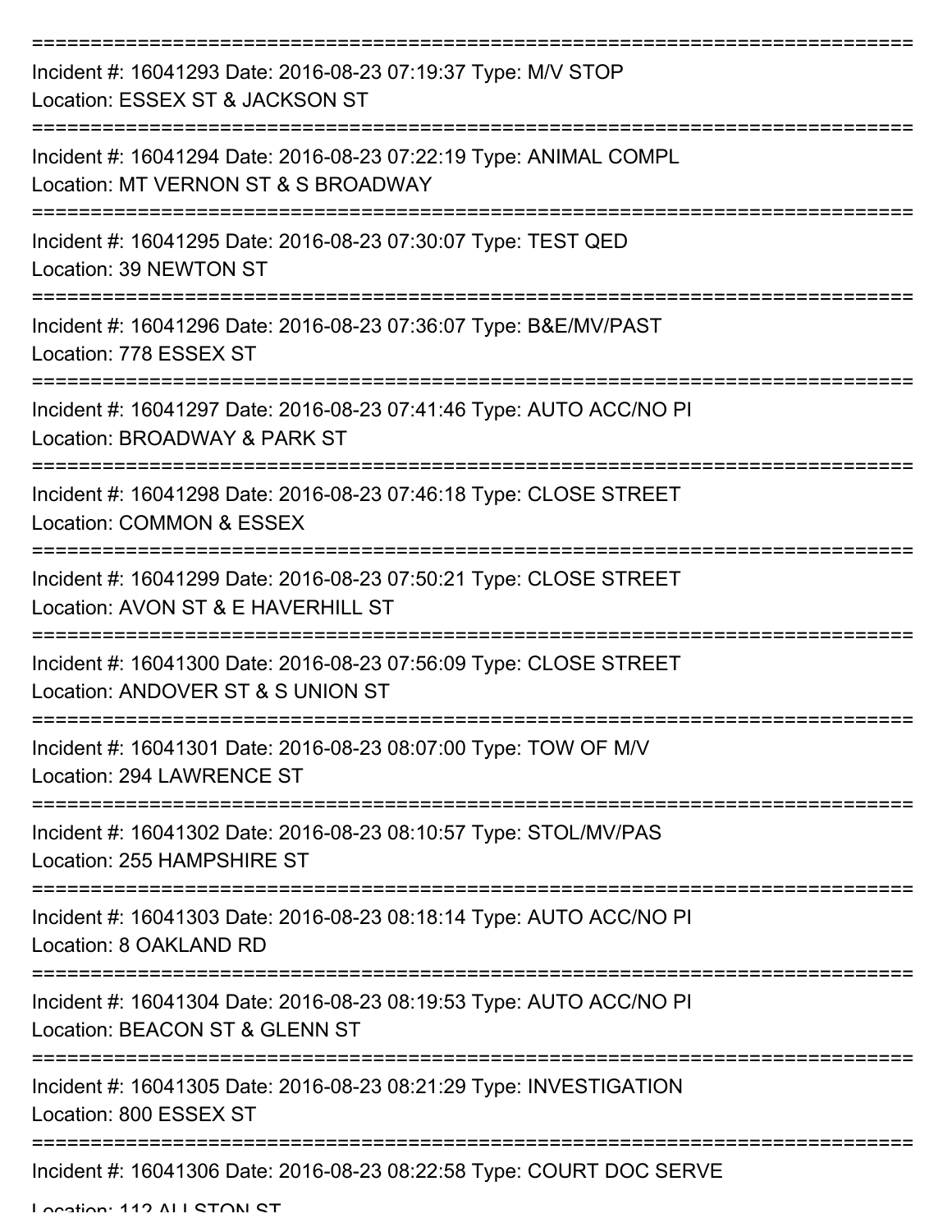===========================================================================
Incident #: 16041293 Date: 2016-08-23 07:19:37 Type: M/V STOP
Location: ESSEX ST & JACKSON ST
===========================================================================
Incident #: 16041294 Date: 2016-08-23 07:22:19 Type: ANIMAL COMPL
Location: MT VERNON ST & S BROADWAY
===========================================================================
Incident #: 16041295 Date: 2016-08-23 07:30:07 Type: TEST QED
Location: 39 NEWTON ST
===========================================================================
Incident #: 16041296 Date: 2016-08-23 07:36:07 Type: B&E/MV/PAST
Location: 778 ESSEX ST
===========================================================================
Incident #: 16041297 Date: 2016-08-23 07:41:46 Type: AUTO ACC/NO PI
Location: BROADWAY & PARK ST
===========================================================================
Incident #: 16041298 Date: 2016-08-23 07:46:18 Type: CLOSE STREET
Location: COMMON & ESSEX
===========================================================================
Incident #: 16041299 Date: 2016-08-23 07:50:21 Type: CLOSE STREET
Location: AVON ST & E HAVERHILL ST
===========================================================================
Incident #: 16041300 Date: 2016-08-23 07:56:09 Type: CLOSE STREET
Location: ANDOVER ST & S UNION ST
===========================================================================
Incident #: 16041301 Date: 2016-08-23 08:07:00 Type: TOW OF M/V
Location: 294 LAWRENCE ST
===========================================================================
Incident #: 16041302 Date: 2016-08-23 08:10:57 Type: STOL/MV/PAS
Location: 255 HAMPSHIRE ST
===========================================================================
Incident #: 16041303 Date: 2016-08-23 08:18:14 Type: AUTO ACC/NO PI
Location: 8 OAKLAND RD
===========================================================================
Incident #: 16041304 Date: 2016-08-23 08:19:53 Type: AUTO ACC/NO PI
Location: BEACON ST & GLENN ST
===========================================================================
Incident #: 16041305 Date: 2016-08-23 08:21:29 Type: INVESTIGATION
Location: 800 ESSEX ST
===========================================================================
Incident #: 16041306 Date: 2016-08-23 08:22:58 Type: COURT DOC SERVE
Location: 112 ALLSTON ST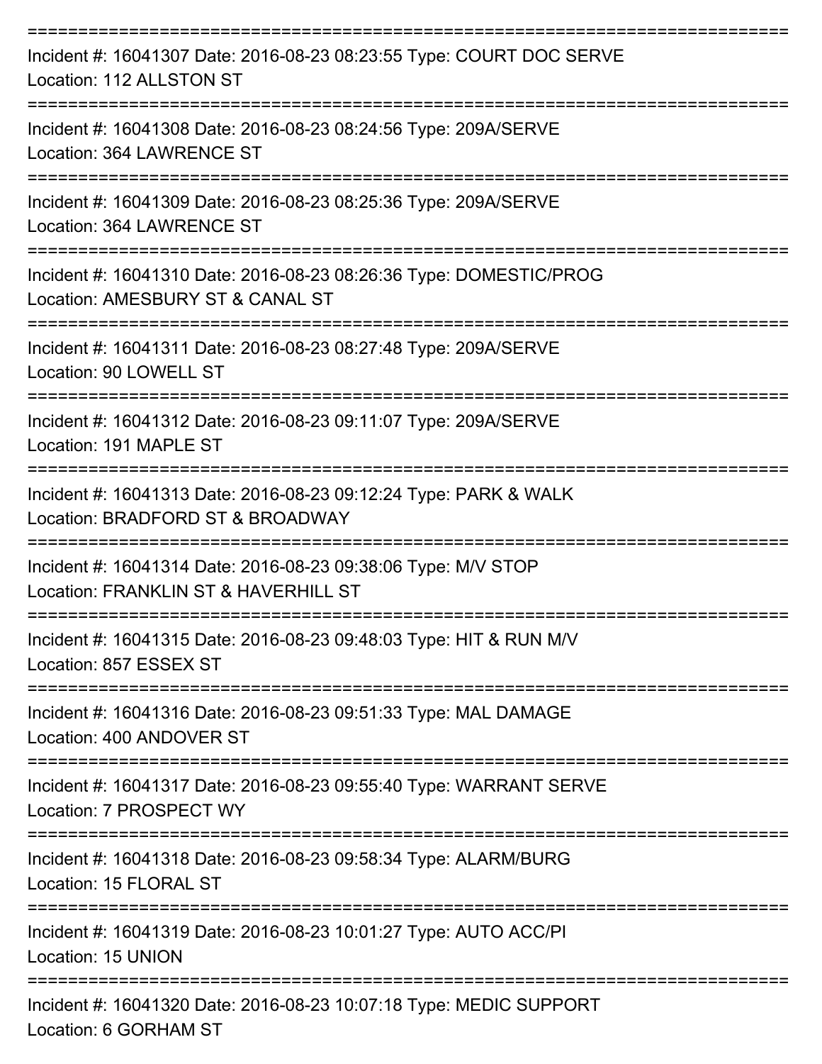===========================================================================

Incident #: 16041307 Date: 2016-08-23 08:23:55 Type: COURT DOC SERVE
Location: 112 ALLSTON ST

===========================================================================

Incident #: 16041308 Date: 2016-08-23 08:24:56 Type: 209A/SERVE
Location: 364 LAWRENCE ST

===========================================================================

Incident #: 16041309 Date: 2016-08-23 08:25:36 Type: 209A/SERVE
Location: 364 LAWRENCE ST

===========================================================================

Incident #: 16041310 Date: 2016-08-23 08:26:36 Type: DOMESTIC/PROG
Location: AMESBURY ST & CANAL ST

===========================================================================

Incident #: 16041311 Date: 2016-08-23 08:27:48 Type: 209A/SERVE
Location: 90 LOWELL ST

===========================================================================

Incident #: 16041312 Date: 2016-08-23 09:11:07 Type: 209A/SERVE
Location: 191 MAPLE ST

===========================================================================

Incident #: 16041313 Date: 2016-08-23 09:12:24 Type: PARK & WALK
Location: BRADFORD ST & BROADWAY

===========================================================================

Incident #: 16041314 Date: 2016-08-23 09:38:06 Type: M/V STOP
Location: FRANKLIN ST & HAVERHILL ST

===========================================================================

Incident #: 16041315 Date: 2016-08-23 09:48:03 Type: HIT & RUN M/V
Location: 857 ESSEX ST

===========================================================================

Incident #: 16041316 Date: 2016-08-23 09:51:33 Type: MAL DAMAGE
Location: 400 ANDOVER ST

===========================================================================

Incident #: 16041317 Date: 2016-08-23 09:55:40 Type: WARRANT SERVE
Location: 7 PROSPECT WY

===========================================================================

Incident #: 16041318 Date: 2016-08-23 09:58:34 Type: ALARM/BURG
Location: 15 FLORAL ST

===========================================================================

Incident #: 16041319 Date: 2016-08-23 10:01:27 Type: AUTO ACC/PI
Location: 15 UNION

===========================================================================

Incident #: 16041320 Date: 2016-08-23 10:07:18 Type: MEDIC SUPPORT
Location: 6 GORHAM ST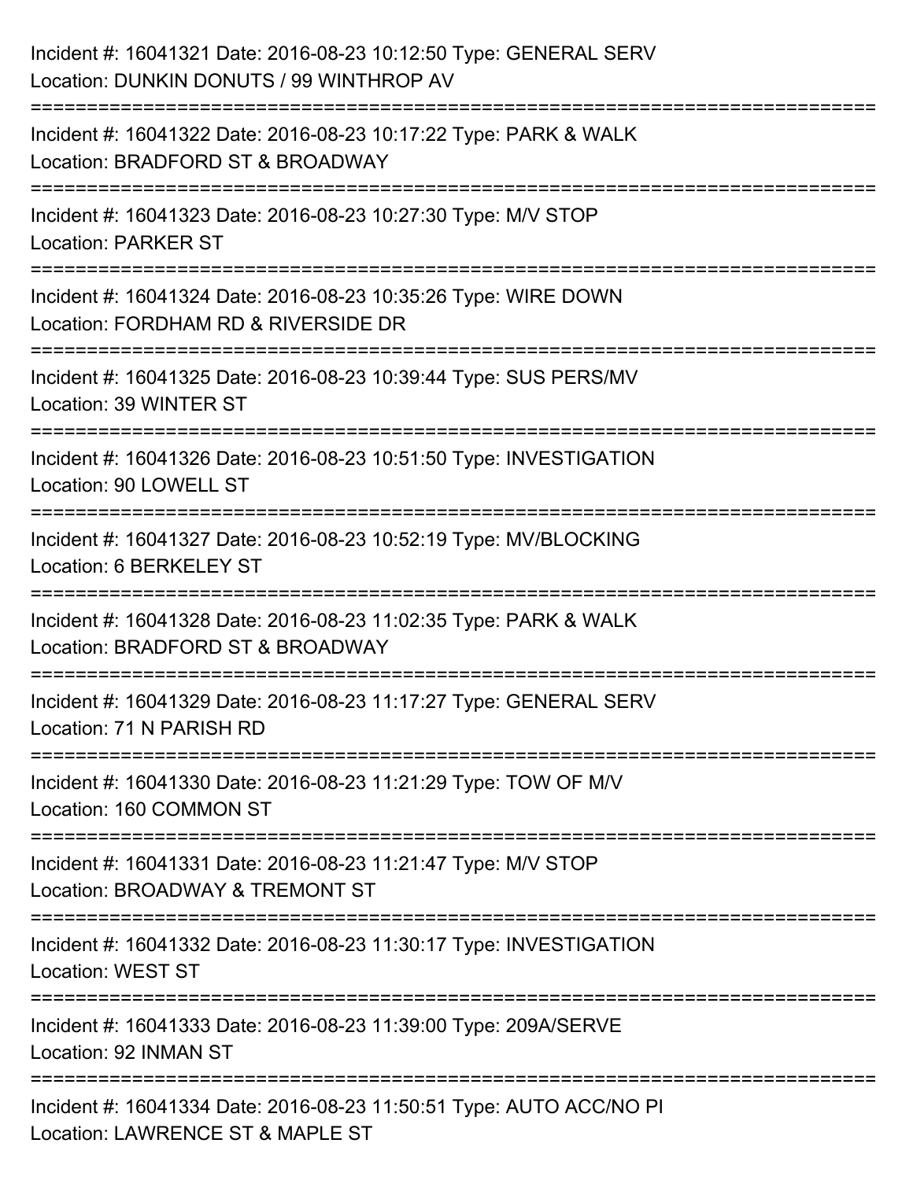Incident #: 16041321 Date: 2016-08-23 10:12:50 Type: GENERAL SERV
Location: DUNKIN DONUTS / 99 WINTHROP AV

===========================================================================

Incident #: 16041322 Date: 2016-08-23 10:17:22 Type: PARK & WALK
Location: BRADFORD ST & BROADWAY

===========================================================================

Incident #: 16041323 Date: 2016-08-23 10:27:30 Type: M/V STOP
Location: PARKER ST

===========================================================================

Incident #: 16041324 Date: 2016-08-23 10:35:26 Type: WIRE DOWN
Location: FORDHAM RD & RIVERSIDE DR

===========================================================================

Incident #: 16041325 Date: 2016-08-23 10:39:44 Type: SUS PERS/MV
Location: 39 WINTER ST

===========================================================================

Incident #: 16041326 Date: 2016-08-23 10:51:50 Type: INVESTIGATION
Location: 90 LOWELL ST

===========================================================================

Incident #: 16041327 Date: 2016-08-23 10:52:19 Type: MV/BLOCKING
Location: 6 BERKELEY ST

===========================================================================

Incident #: 16041328 Date: 2016-08-23 11:02:35 Type: PARK & WALK
Location: BRADFORD ST & BROADWAY

===========================================================================

Incident #: 16041329 Date: 2016-08-23 11:17:27 Type: GENERAL SERV
Location: 71 N PARISH RD

===========================================================================

Incident #: 16041330 Date: 2016-08-23 11:21:29 Type: TOW OF M/V
Location: 160 COMMON ST

===========================================================================

Incident #: 16041331 Date: 2016-08-23 11:21:47 Type: M/V STOP
Location: BROADWAY & TREMONT ST

===========================================================================

Incident #: 16041332 Date: 2016-08-23 11:30:17 Type: INVESTIGATION
Location: WEST ST

===========================================================================

Incident #: 16041333 Date: 2016-08-23 11:39:00 Type: 209A/SERVE
Location: 92 INMAN ST

===========================================================================

Incident #: 16041334 Date: 2016-08-23 11:50:51 Type: AUTO ACC/NO PI
Location: LAWRENCE ST & MAPLE ST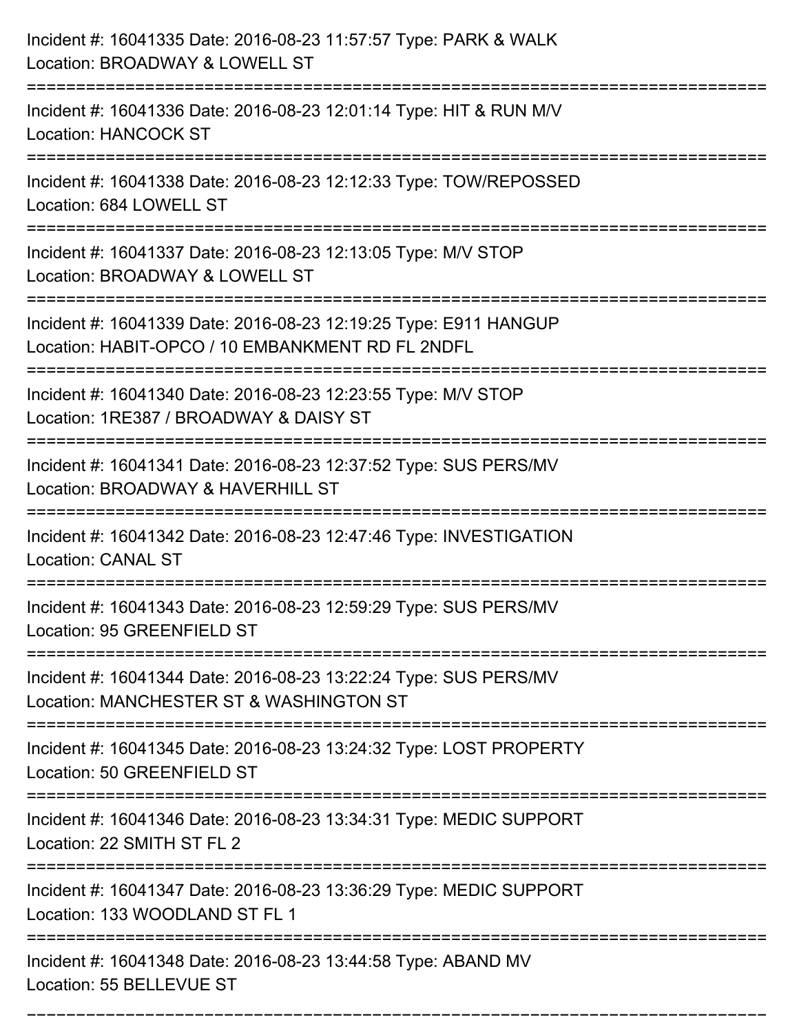Incident #: 16041335 Date: 2016-08-23 11:57:57 Type: PARK & WALK
Location: BROADWAY & LOWELL ST

===========================================================================

Incident #: 16041336 Date: 2016-08-23 12:01:14 Type: HIT & RUN M/V
Location: HANCOCK ST

===========================================================================

Incident #: 16041338 Date: 2016-08-23 12:12:33 Type: TOW/REPOSSED
Location: 684 LOWELL ST

===========================================================================

Incident #: 16041337 Date: 2016-08-23 12:13:05 Type: M/V STOP
Location: BROADWAY & LOWELL ST

===========================================================================

Incident #: 16041339 Date: 2016-08-23 12:19:25 Type: E911 HANGUP
Location: HABIT-OPCO / 10 EMBANKMENT RD FL 2NDFL

===========================================================================

Incident #: 16041340 Date: 2016-08-23 12:23:55 Type: M/V STOP
Location: 1RE387 / BROADWAY & DAISY ST

===========================================================================

Incident #: 16041341 Date: 2016-08-23 12:37:52 Type: SUS PERS/MV
Location: BROADWAY & HAVERHILL ST

===========================================================================

Incident #: 16041342 Date: 2016-08-23 12:47:46 Type: INVESTIGATION
Location: CANAL ST

===========================================================================

Incident #: 16041343 Date: 2016-08-23 12:59:29 Type: SUS PERS/MV
Location: 95 GREENFIELD ST

===========================================================================

Incident #: 16041344 Date: 2016-08-23 13:22:24 Type: SUS PERS/MV
Location: MANCHESTER ST & WASHINGTON ST

===========================================================================

Incident #: 16041345 Date: 2016-08-23 13:24:32 Type: LOST PROPERTY
Location: 50 GREENFIELD ST

===========================================================================

Incident #: 16041346 Date: 2016-08-23 13:34:31 Type: MEDIC SUPPORT
Location: 22 SMITH ST FL 2

===========================================================================

Incident #: 16041347 Date: 2016-08-23 13:36:29 Type: MEDIC SUPPORT
Location: 133 WOODLAND ST FL 1

===========================================================================

Incident #: 16041348 Date: 2016-08-23 13:44:58 Type: ABAND MV
Location: 55 BELLEVUE ST

===========================================================================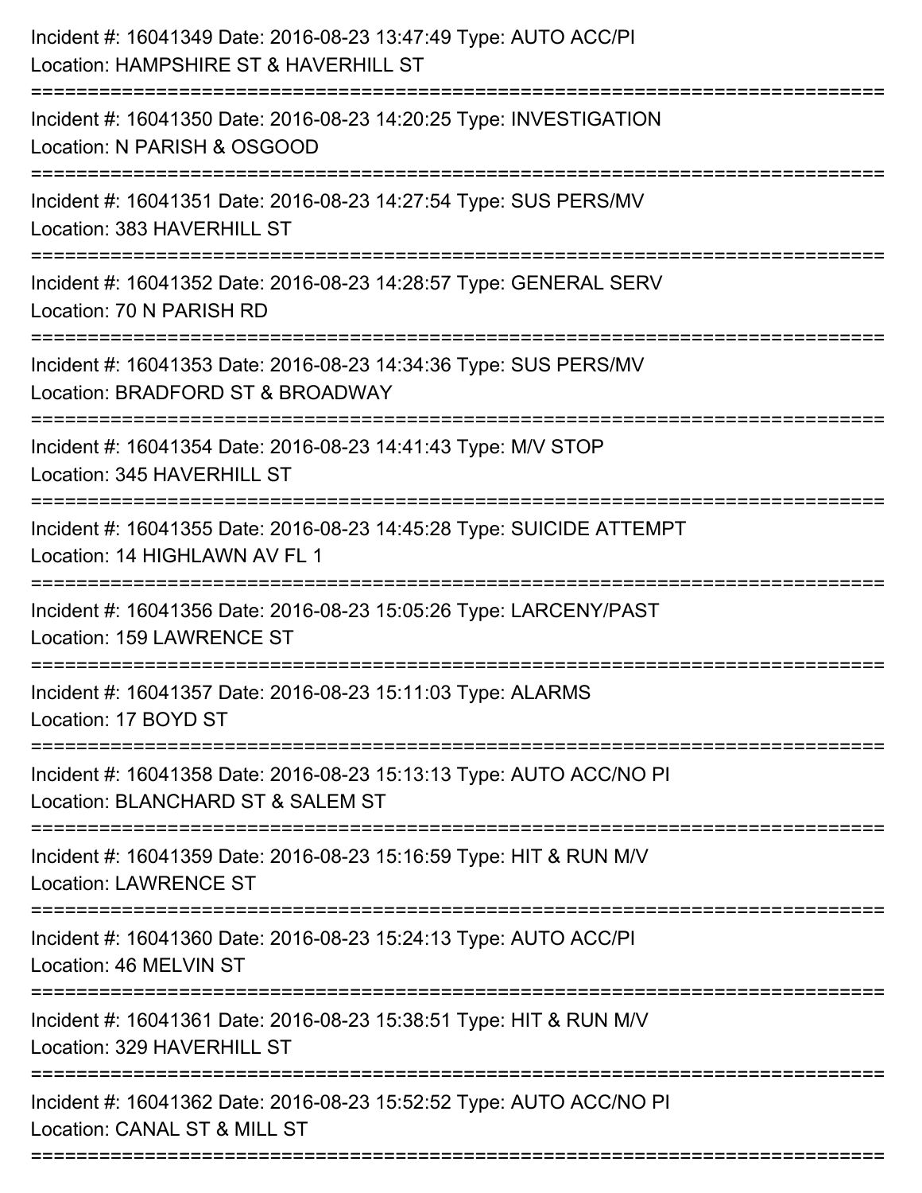Incident #: 16041349 Date: 2016-08-23 13:47:49 Type: AUTO ACC/PI
Location: HAMPSHIRE ST & HAVERHILL ST

===========================================================================

Incident #: 16041350 Date: 2016-08-23 14:20:25 Type: INVESTIGATION
Location: N PARISH & OSGOOD

===========================================================================

Incident #: 16041351 Date: 2016-08-23 14:27:54 Type: SUS PERS/MV
Location: 383 HAVERHILL ST

===========================================================================

Incident #: 16041352 Date: 2016-08-23 14:28:57 Type: GENERAL SERV
Location: 70 N PARISH RD

===========================================================================

Incident #: 16041353 Date: 2016-08-23 14:34:36 Type: SUS PERS/MV
Location: BRADFORD ST & BROADWAY

===========================================================================

Incident #: 16041354 Date: 2016-08-23 14:41:43 Type: M/V STOP
Location: 345 HAVERHILL ST

===========================================================================

Incident #: 16041355 Date: 2016-08-23 14:45:28 Type: SUICIDE ATTEMPT
Location: 14 HIGHLAWN AV FL 1

===========================================================================

Incident #: 16041356 Date: 2016-08-23 15:05:26 Type: LARCENY/PAST
Location: 159 LAWRENCE ST

===========================================================================

Incident #: 16041357 Date: 2016-08-23 15:11:03 Type: ALARMS
Location: 17 BOYD ST

===========================================================================

Incident #: 16041358 Date: 2016-08-23 15:13:13 Type: AUTO ACC/NO PI
Location: BLANCHARD ST & SALEM ST

===========================================================================

Incident #: 16041359 Date: 2016-08-23 15:16:59 Type: HIT & RUN M/V
Location: LAWRENCE ST

===========================================================================

Incident #: 16041360 Date: 2016-08-23 15:24:13 Type: AUTO ACC/PI
Location: 46 MELVIN ST

===========================================================================

Incident #: 16041361 Date: 2016-08-23 15:38:51 Type: HIT & RUN M/V
Location: 329 HAVERHILL ST

===========================================================================

Incident #: 16041362 Date: 2016-08-23 15:52:52 Type: AUTO ACC/NO PI
Location: CANAL ST & MILL ST

===========================================================================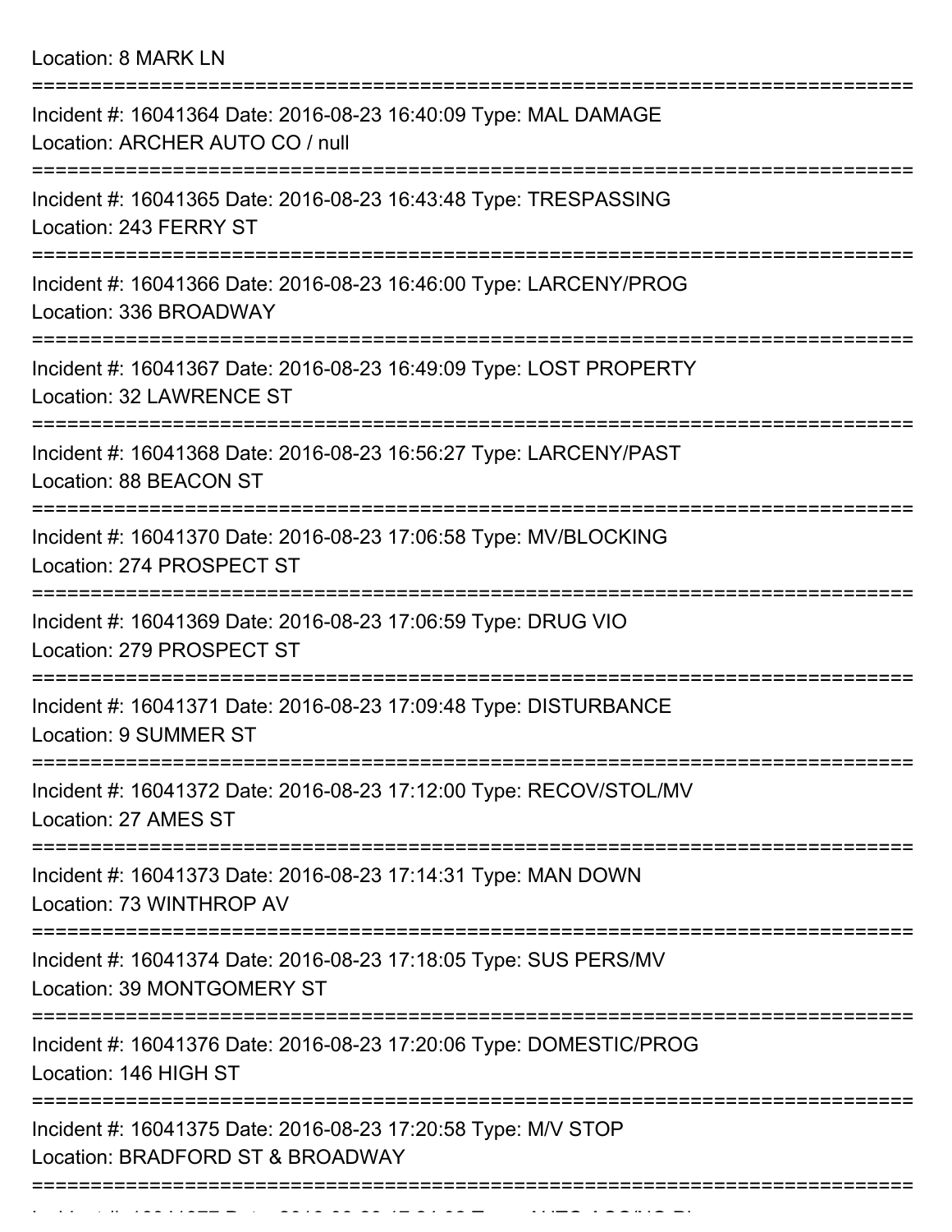Location: 8 MARK LN

===========================================================================

Incident #: 16041364 Date: 2016-08-23 16:40:09 Type: MAL DAMAGE
Location: ARCHER AUTO CO / null

===========================================================================

Incident #: 16041365 Date: 2016-08-23 16:43:48 Type: TRESPASSING
Location: 243 FERRY ST

===========================================================================

Incident #: 16041366 Date: 2016-08-23 16:46:00 Type: LARCENY/PROG
Location: 336 BROADWAY

===========================================================================

Incident #: 16041367 Date: 2016-08-23 16:49:09 Type: LOST PROPERTY
Location: 32 LAWRENCE ST

===========================================================================

Incident #: 16041368 Date: 2016-08-23 16:56:27 Type: LARCENY/PAST
Location: 88 BEACON ST

===========================================================================

Incident #: 16041370 Date: 2016-08-23 17:06:58 Type: MV/BLOCKING
Location: 274 PROSPECT ST

===========================================================================

Incident #: 16041369 Date: 2016-08-23 17:06:59 Type: DRUG VIO
Location: 279 PROSPECT ST

===========================================================================

Incident #: 16041371 Date: 2016-08-23 17:09:48 Type: DISTURBANCE
Location: 9 SUMMER ST

===========================================================================

Incident #: 16041372 Date: 2016-08-23 17:12:00 Type: RECOV/STOL/MV
Location: 27 AMES ST

===========================================================================

Incident #: 16041373 Date: 2016-08-23 17:14:31 Type: MAN DOWN
Location: 73 WINTHROP AV

===========================================================================

Incident #: 16041374 Date: 2016-08-23 17:18:05 Type: SUS PERS/MV
Location: 39 MONTGOMERY ST

===========================================================================

Incident #: 16041376 Date: 2016-08-23 17:20:06 Type: DOMESTIC/PROG
Location: 146 HIGH ST

===========================================================================

Incident #: 16041375 Date: 2016-08-23 17:20:58 Type: M/V STOP
Location: BRADFORD ST & BROADWAY

===========================================================================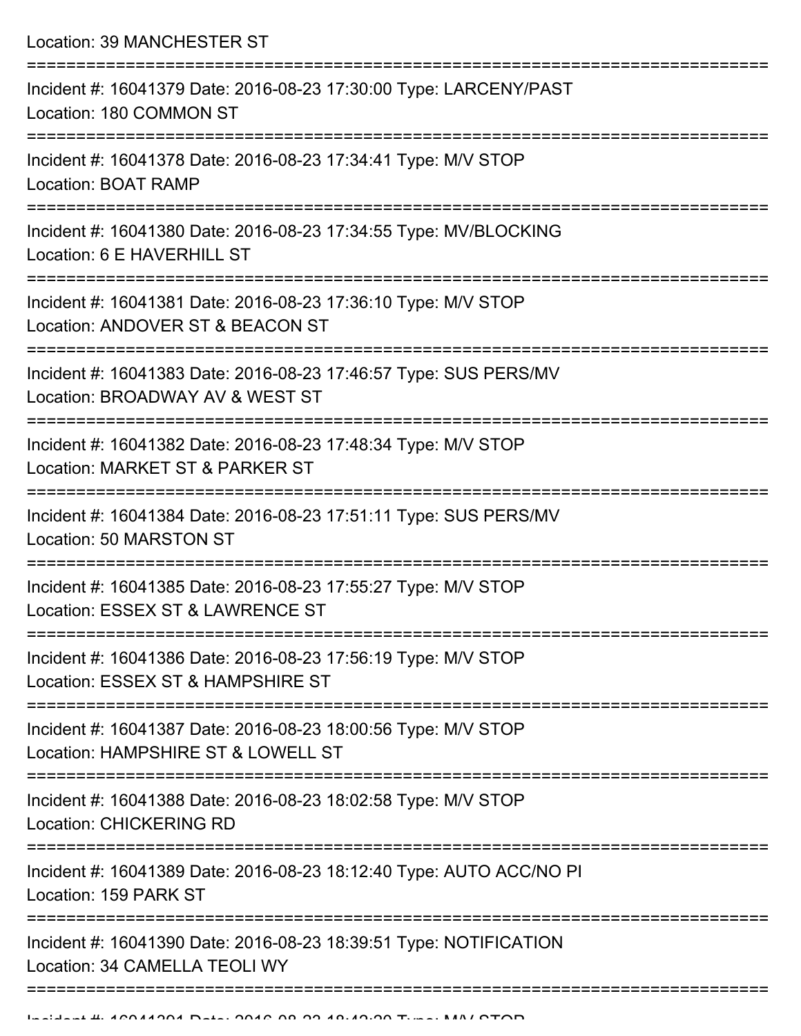Location: 39 MANCHESTER ST

===========================================================================

Incident #: 16041379 Date: 2016-08-23 17:30:00 Type: LARCENY/PAST
Location: 180 COMMON ST

===========================================================================

Incident #: 16041378 Date: 2016-08-23 17:34:41 Type: M/V STOP
Location: BOAT RAMP

===========================================================================

Incident #: 16041380 Date: 2016-08-23 17:34:55 Type: MV/BLOCKING
Location: 6 E HAVERHILL ST

===========================================================================

Incident #: 16041381 Date: 2016-08-23 17:36:10 Type: M/V STOP
Location: ANDOVER ST & BEACON ST

===========================================================================

Incident #: 16041383 Date: 2016-08-23 17:46:57 Type: SUS PERS/MV
Location: BROADWAY AV & WEST ST

===========================================================================

Incident #: 16041382 Date: 2016-08-23 17:48:34 Type: M/V STOP
Location: MARKET ST & PARKER ST

===========================================================================

Incident #: 16041384 Date: 2016-08-23 17:51:11 Type: SUS PERS/MV
Location: 50 MARSTON ST

===========================================================================

Incident #: 16041385 Date: 2016-08-23 17:55:27 Type: M/V STOP
Location: ESSEX ST & LAWRENCE ST

===========================================================================

Incident #: 16041386 Date: 2016-08-23 17:56:19 Type: M/V STOP
Location: ESSEX ST & HAMPSHIRE ST

===========================================================================

Incident #: 16041387 Date: 2016-08-23 18:00:56 Type: M/V STOP
Location: HAMPSHIRE ST & LOWELL ST

===========================================================================

Incident #: 16041388 Date: 2016-08-23 18:02:58 Type: M/V STOP
Location: CHICKERING RD

===========================================================================

Incident #: 16041389 Date: 2016-08-23 18:12:40 Type: AUTO ACC/NO PI
Location: 159 PARK ST

===========================================================================

Incident #: 16041390 Date: 2016-08-23 18:39:51 Type: NOTIFICATION
Location: 34 CAMELLA TEOLI WY

===========================================================================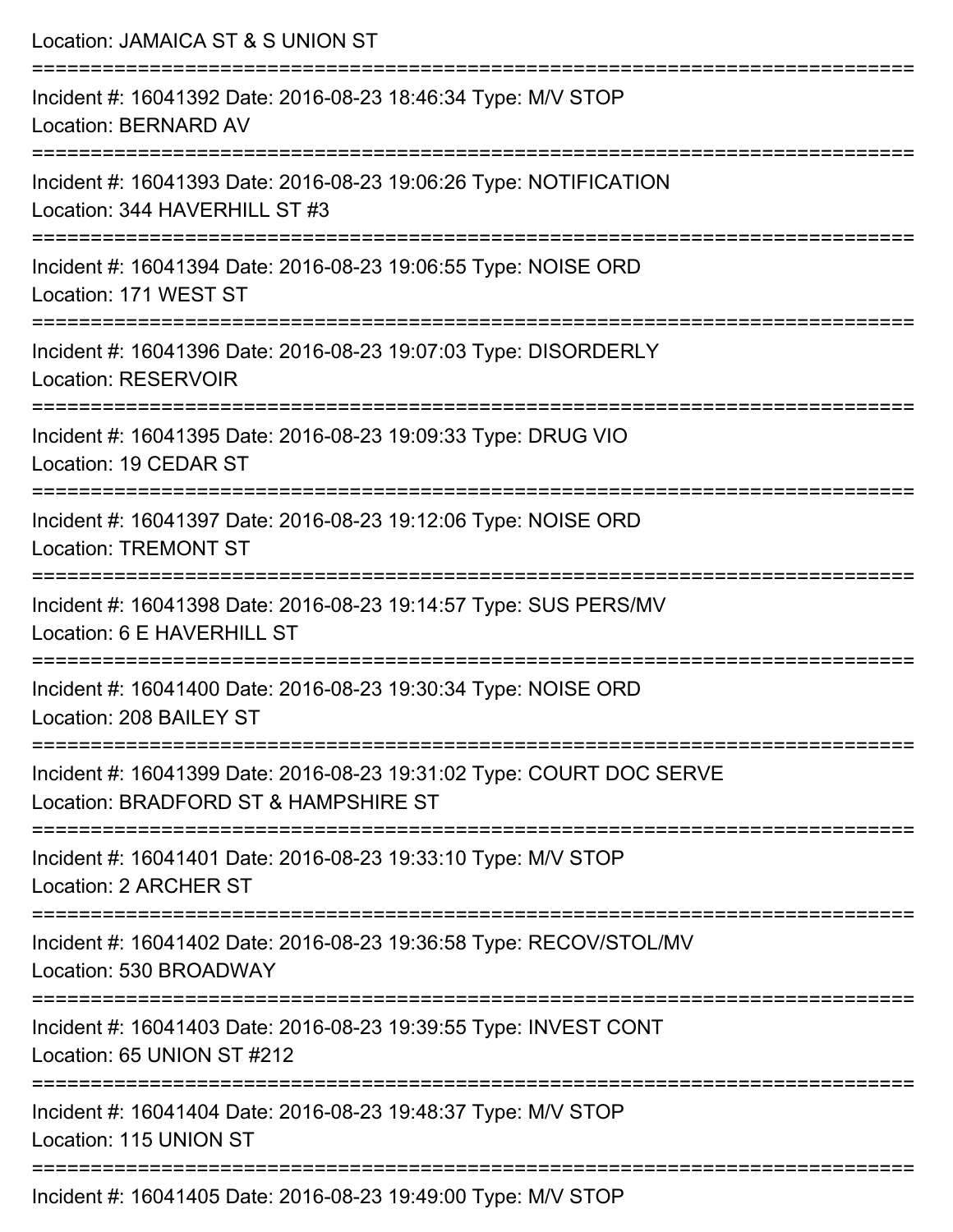Location: JAMAICA ST & S UNION ST

===========================================================================

Incident #: 16041392 Date: 2016-08-23 18:46:34 Type: M/V STOP
Location: BERNARD AV

===========================================================================

Incident #: 16041393 Date: 2016-08-23 19:06:26 Type: NOTIFICATION
Location: 344 HAVERHILL ST #3

===========================================================================

Incident #: 16041394 Date: 2016-08-23 19:06:55 Type: NOISE ORD
Location: 171 WEST ST

===========================================================================

Incident #: 16041396 Date: 2016-08-23 19:07:03 Type: DISORDERLY
Location: RESERVOIR

===========================================================================

Incident #: 16041395 Date: 2016-08-23 19:09:33 Type: DRUG VIO
Location: 19 CEDAR ST

===========================================================================

Incident #: 16041397 Date: 2016-08-23 19:12:06 Type: NOISE ORD
Location: TREMONT ST

===========================================================================

Incident #: 16041398 Date: 2016-08-23 19:14:57 Type: SUS PERS/MV
Location: 6 E HAVERHILL ST

===========================================================================

Incident #: 16041400 Date: 2016-08-23 19:30:34 Type: NOISE ORD
Location: 208 BAILEY ST

===========================================================================

Incident #: 16041399 Date: 2016-08-23 19:31:02 Type: COURT DOC SERVE
Location: BRADFORD ST & HAMPSHIRE ST

===========================================================================

Incident #: 16041401 Date: 2016-08-23 19:33:10 Type: M/V STOP
Location: 2 ARCHER ST

===========================================================================

Incident #: 16041402 Date: 2016-08-23 19:36:58 Type: RECOV/STOL/MV
Location: 530 BROADWAY

===========================================================================

Incident #: 16041403 Date: 2016-08-23 19:39:55 Type: INVEST CONT
Location: 65 UNION ST #212

===========================================================================

Incident #: 16041404 Date: 2016-08-23 19:48:37 Type: M/V STOP
Location: 115 UNION ST

===========================================================================

Incident #: 16041405 Date: 2016-08-23 19:49:00 Type: M/V STOP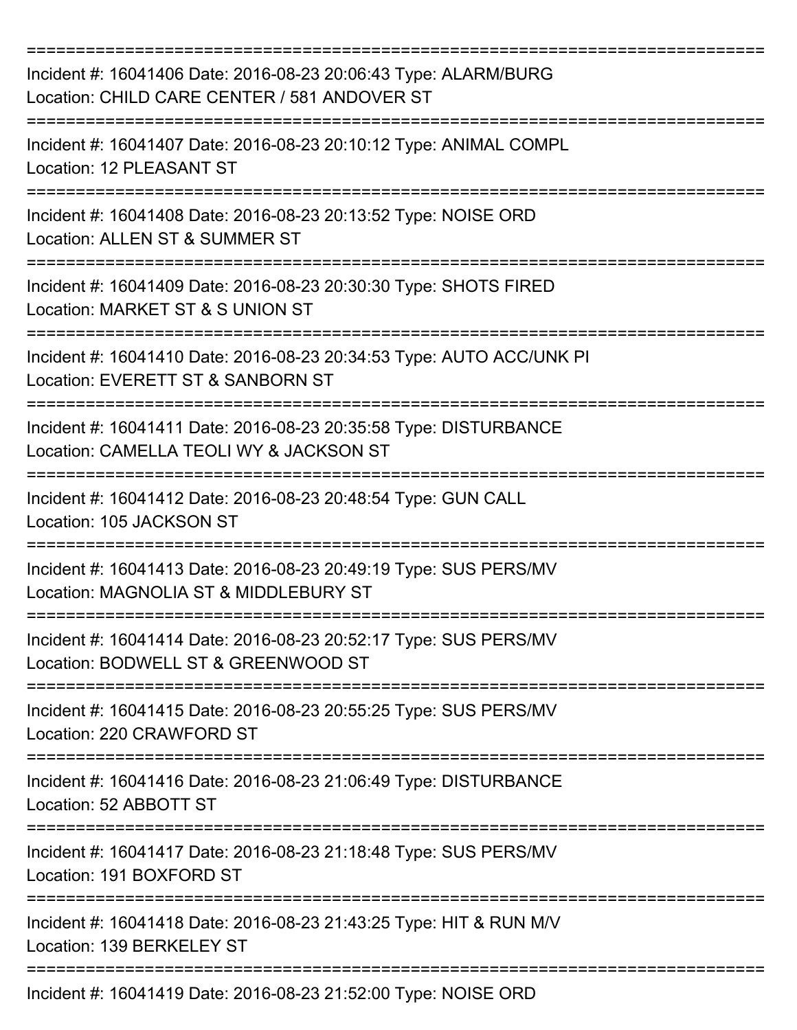===========================================================================

Incident #: 16041406 Date: 2016-08-23 20:06:43 Type: ALARM/BURG
Location: CHILD CARE CENTER / 581 ANDOVER ST

===========================================================================

Incident #: 16041407 Date: 2016-08-23 20:10:12 Type: ANIMAL COMPL
Location: 12 PLEASANT ST

===========================================================================

Incident #: 16041408 Date: 2016-08-23 20:13:52 Type: NOISE ORD
Location: ALLEN ST & SUMMER ST

===========================================================================

Incident #: 16041409 Date: 2016-08-23 20:30:30 Type: SHOTS FIRED
Location: MARKET ST & S UNION ST

===========================================================================

Incident #: 16041410 Date: 2016-08-23 20:34:53 Type: AUTO ACC/UNK PI
Location: EVERETT ST & SANBORN ST

===========================================================================

Incident #: 16041411 Date: 2016-08-23 20:35:58 Type: DISTURBANCE
Location: CAMELLA TEOLI WY & JACKSON ST

===========================================================================

Incident #: 16041412 Date: 2016-08-23 20:48:54 Type: GUN CALL
Location: 105 JACKSON ST

===========================================================================

Incident #: 16041413 Date: 2016-08-23 20:49:19 Type: SUS PERS/MV
Location: MAGNOLIA ST & MIDDLEBURY ST

===========================================================================

Incident #: 16041414 Date: 2016-08-23 20:52:17 Type: SUS PERS/MV
Location: BODWELL ST & GREENWOOD ST

===========================================================================

Incident #: 16041415 Date: 2016-08-23 20:55:25 Type: SUS PERS/MV
Location: 220 CRAWFORD ST

===========================================================================

Incident #: 16041416 Date: 2016-08-23 21:06:49 Type: DISTURBANCE
Location: 52 ABBOTT ST

===========================================================================

Incident #: 16041417 Date: 2016-08-23 21:18:48 Type: SUS PERS/MV
Location: 191 BOXFORD ST

===========================================================================

Incident #: 16041418 Date: 2016-08-23 21:43:25 Type: HIT & RUN M/V
Location: 139 BERKELEY ST

===========================================================================

Incident #: 16041419 Date: 2016-08-23 21:52:00 Type: NOISE ORD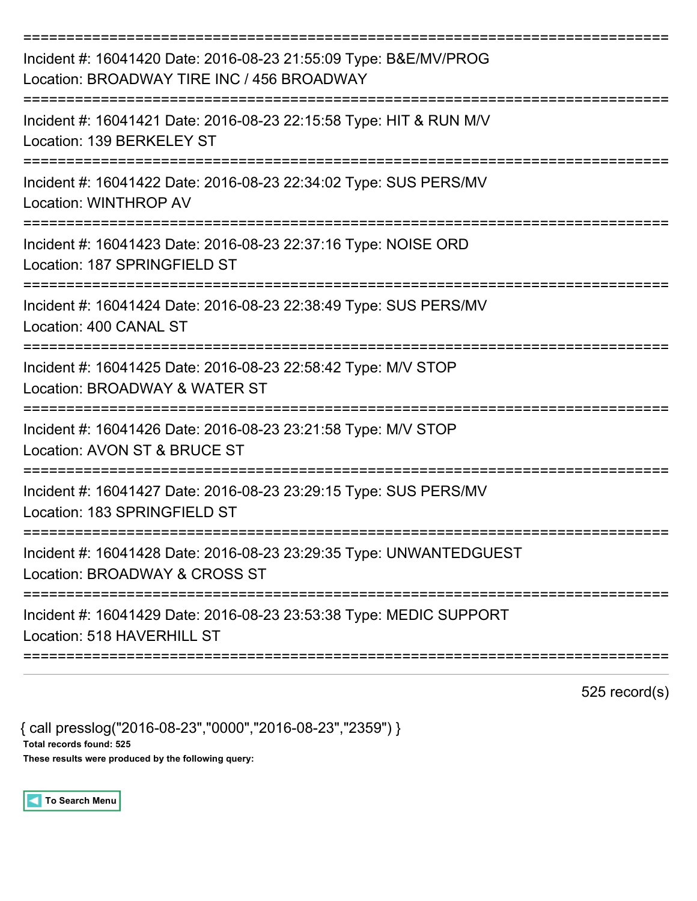===========================================================================

Incident #: 16041420 Date: 2016-08-23 21:55:09 Type: B&E/MV/PROG

Location: BROADWAY TIRE INC / 456 BROADWAY

===========================================================================

Incident #: 16041421 Date: 2016-08-23 22:15:58 Type: HIT & RUN M/V

Location: 139 BERKELEY ST

===========================================================================

Incident #: 16041422 Date: 2016-08-23 22:34:02 Type: SUS PERS/MV

Location: WINTHROP AV

===========================================================================

Incident #: 16041423 Date: 2016-08-23 22:37:16 Type: NOISE ORD

Location: 187 SPRINGFIELD ST

===========================================================================

Incident #: 16041424 Date: 2016-08-23 22:38:49 Type: SUS PERS/MV

Location: 400 CANAL ST

===========================================================================

Incident #: 16041425 Date: 2016-08-23 22:58:42 Type: M/V STOP

Location: BROADWAY & WATER ST

===========================================================================

Incident #: 16041426 Date: 2016-08-23 23:21:58 Type: M/V STOP

Location: AVON ST & BRUCE ST

===========================================================================

Incident #: 16041427 Date: 2016-08-23 23:29:15 Type: SUS PERS/MV

Location: 183 SPRINGFIELD ST

===========================================================================

Incident #: 16041428 Date: 2016-08-23 23:29:35 Type: UNWANTEDGUEST

Location: BROADWAY & CROSS ST

===========================================================================

Incident #: 16041429 Date: 2016-08-23 23:53:38 Type: MEDIC SUPPORT

Location: 518 HAVERHILL ST

===========================================================================

525 record(s)

{ call presslog("2016-08-23","0000","2016-08-23","2359") }

**Total records found: 525**

**These results were produced by the following query:**

To Search Menu